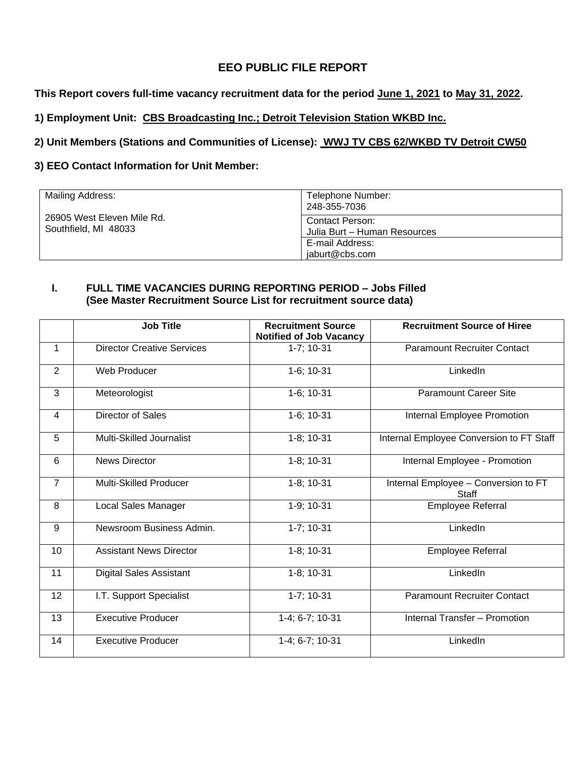# EEO PUBLIC FILE REPORT

**This Report covers full-time vacancy recruitment data for the period June 1, 2021 to May 31, 2022.**

**1) Employment Unit: CBS Broadcasting Inc.; Detroit Television Station WKBD Inc.**

**2) Unit Members (Stations and Communities of License): WWJ TV CBS 62/WKBD TV Detroit CW50**

**3) EEO Contact Information for Unit Member:**

| | |
|---|---|
| Mailing Address:<br><br>26905 West Eleven Mile Rd.<br>Southfield, MI 48033 | Telephone Number:<br>248-355-7036 |
| | Contact Person:<br>Julia Burt – Human Resources |
| | E-mail Address:<br>jaburt@cbs.com |

## I. FULL TIME VACANCIES DURING REPORTING PERIOD – Jobs Filled (See Master Recruitment Source List for recruitment source data)

| | Job Title | Recruitment Source Notified of Job Vacancy | Recruitment Source of Hiree |
|---|---|---|---|
| 1 | Director Creative Services | 1-7; 10-31 | Paramount Recruiter Contact |
| 2 | Web Producer | 1-6; 10-31 | LinkedIn |
| 3 | Meteorologist | 1-6; 10-31 | Paramount Career Site |
| 4 | Director of Sales | 1-6; 10-31 | Internal Employee Promotion |
| 5 | Multi-Skilled Journalist | 1-8; 10-31 | Internal Employee Conversion to FT Staff |
| 6 | News Director | 1-8; 10-31 | Internal Employee - Promotion |
| 7 | Multi-Skilled Producer | 1-8; 10-31 | Internal Employee – Conversion to FT Staff |
| 8 | Local Sales Manager | 1-9; 10-31 | Employee Referral |
| 9 | Newsroom Business Admin. | 1-7; 10-31 | LinkedIn |
| 10 | Assistant News Director | 1-8; 10-31 | Employee Referral |
| 11 | Digital Sales Assistant | 1-8; 10-31 | LinkedIn |
| 12 | I.T. Support Specialist | 1-7; 10-31 | Paramount Recruiter Contact |
| 13 | Executive Producer | 1-4; 6-7; 10-31 | Internal Transfer – Promotion |
| 14 | Executive Producer | 1-4; 6-7; 10-31 | LinkedIn |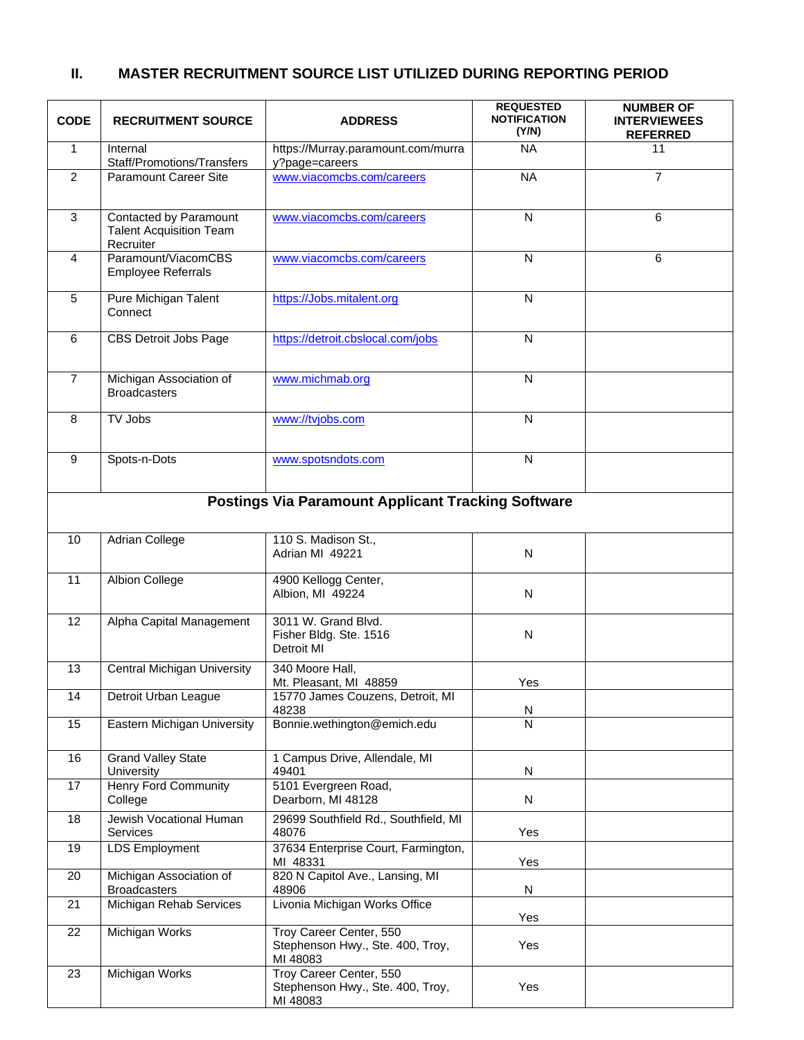## II. MASTER RECRUITMENT SOURCE LIST UTILIZED DURING REPORTING PERIOD

| CODE | RECRUITMENT SOURCE | ADDRESS | REQUESTED NOTIFICATION (Y/N) | NUMBER OF INTERVIEWEES REFERRED |
|---|---|---|---|---|
| 1 | Internal Staff/Promotions/Transfers | https://Murray.paramount.com/murray?page=careers | NA | 11 |
| 2 | Paramount Career Site | www.viacomcbs.com/careers | NA | 7 |
| 3 | Contacted by Paramount Talent Acquisition Team Recruiter | www.viacomcbs.com/careers | N | 6 |
| 4 | Paramount/ViacomCBS Employee Referrals | www.viacomcbs.com/careers | N | 6 |
| 5 | Pure Michigan Talent Connect | https://Jobs.mitalent.org | N | |
| 6 | CBS Detroit Jobs Page | https://detroit.cbslocal.com/jobs | N | |
| 7 | Michigan Association of Broadcasters | www.michmab.org | N | |
| 8 | TV Jobs | www://tvjobs.com | N | |
| 9 | Spots-n-Dots | www.spotsndots.com | N | |
| | **Postings Via Paramount Applicant Tracking Software** | | | |
| 10 | Adrian College | 110 S. Madison St., Adrian MI 49221 | N | |
| 11 | Albion College | 4900 Kellogg Center, Albion, MI 49224 | N | |
| 12 | Alpha Capital Management | 3011 W. Grand Blvd. Fisher Bldg. Ste. 1516 Detroit MI | N | |
| 13 | Central Michigan University | 340 Moore Hall, Mt. Pleasant, MI 48859 | Yes | |
| 14 | Detroit Urban League | 15770 James Couzens, Detroit, MI 48238 | N | |
| 15 | Eastern Michigan University | Bonnie.wethington@emich.edu | N | |
| 16 | Grand Valley State University | 1 Campus Drive, Allendale, MI 49401 | N | |
| 17 | Henry Ford Community College | 5101 Evergreen Road, Dearborn, MI 48128 | N | |
| 18 | Jewish Vocational Human Services | 29699 Southfield Rd., Southfield, MI 48076 | Yes | |
| 19 | LDS Employment | 37634 Enterprise Court, Farmington, MI 48331 | Yes | |
| 20 | Michigan Association of Broadcasters | 820 N Capitol Ave., Lansing, MI 48906 | N | |
| 21 | Michigan Rehab Services | Livonia Michigan Works Office | Yes | |
| 22 | Michigan Works | Troy Career Center, 550 Stephenson Hwy., Ste. 400, Troy, MI 48083 | Yes | |
| 23 | Michigan Works | Troy Career Center, 550 Stephenson Hwy., Ste. 400, Troy, MI 48083 | Yes | |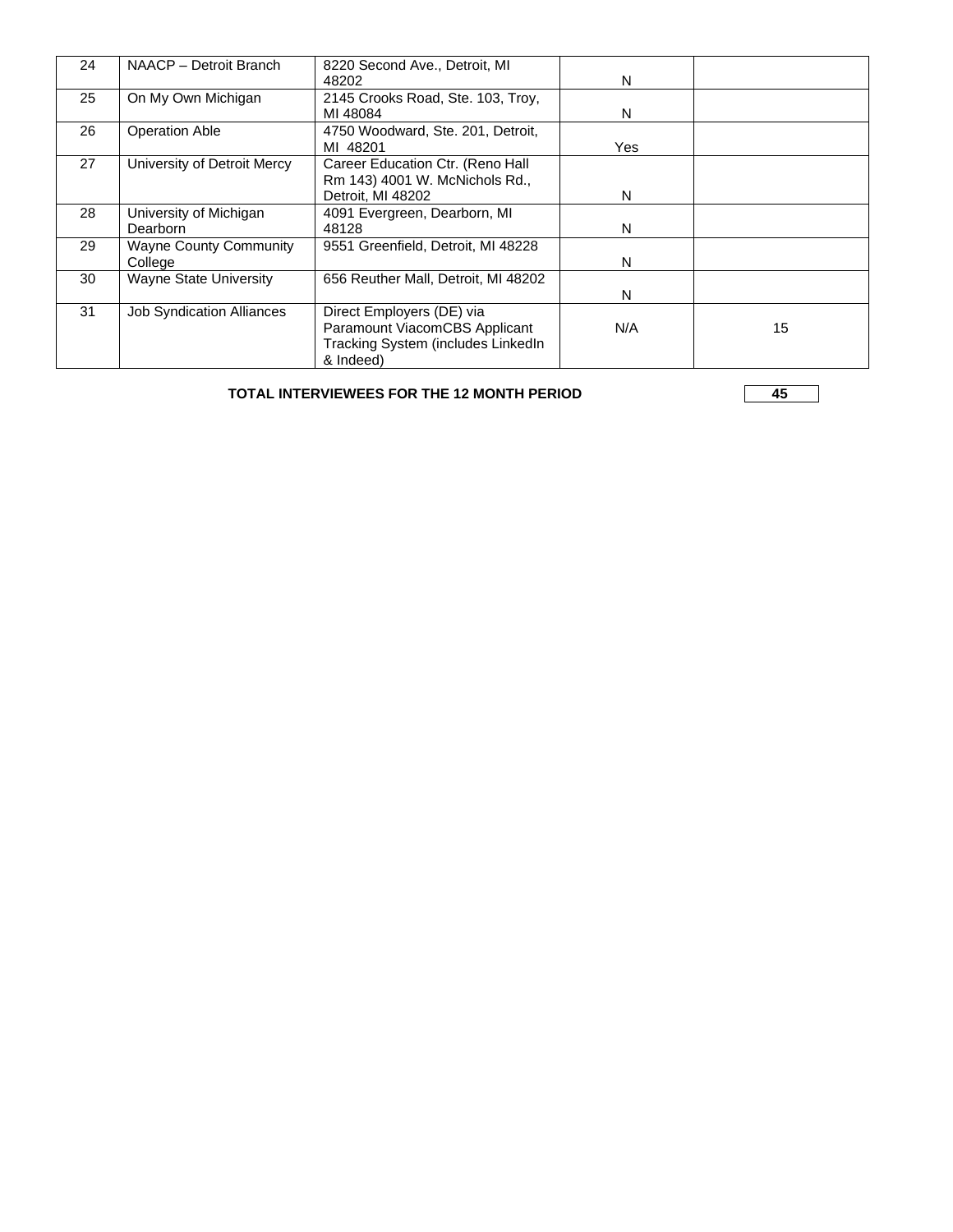| | | | | |
|---|---|---|---|---|
| 24 | NAACP – Detroit Branch | 8220 Second Ave., Detroit, MI 48202 | N | |
| 25 | On My Own Michigan | 2145 Crooks Road, Ste. 103, Troy, MI 48084 | N | |
| 26 | Operation Able | 4750 Woodward, Ste. 201, Detroit, MI 48201 | Yes | |
| 27 | University of Detroit Mercy | Career Education Ctr. (Reno Hall Rm 143) 4001 W. McNichols Rd., Detroit, MI 48202 | N | |
| 28 | University of Michigan Dearborn | 4091 Evergreen, Dearborn, MI 48128 | N | |
| 29 | Wayne County Community College | 9551 Greenfield, Detroit, MI 48228 | N | |
| 30 | Wayne State University | 656 Reuther Mall, Detroit, MI 48202 | N | |
| 31 | Job Syndication Alliances | Direct Employers (DE) via Paramount ViacomCBS Applicant Tracking System (includes LinkedIn & Indeed) | N/A | 15 |

**TOTAL INTERVIEWEES FOR THE 12 MONTH PERIOD** **45**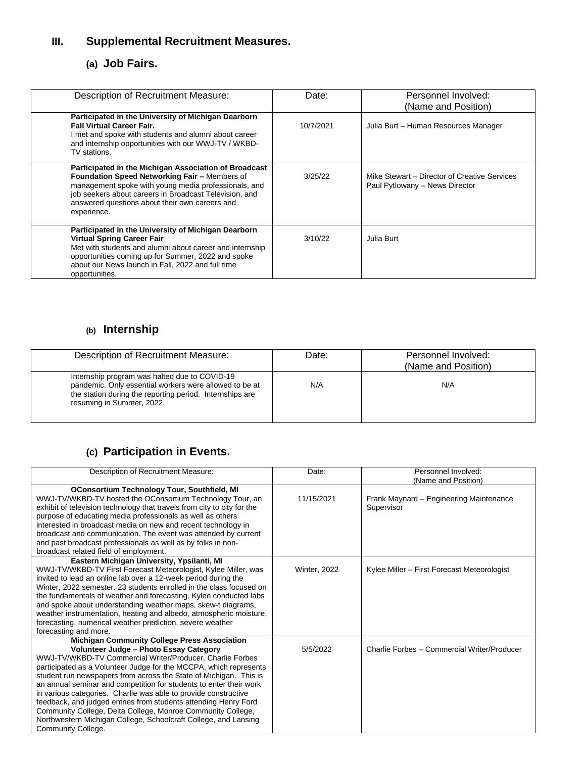## III. Supplemental Recruitment Measures.

### (a) Job Fairs.

| Description of Recruitment Measure: | Date: | Personnel Involved: (Name and Position) |
|---|---|---|
| **Participated in the University of Michigan Dearborn Fall Virtual Career Fair.** I met and spoke with students and alumni about career and internship opportunities with our WWJ-TV / WKBD-TV stations. | 10/7/2021 | Julia Burt – Human Resources Manager |
| **Participated in the Michigan Association of Broadcast Foundation Speed Networking Fair –** Members of management spoke with young media professionals, and job seekers about careers in Broadcast Television, and answered questions about their own careers and experience. | 3/25/22 | Mike Stewart – Director of Creative Services Paul Pytlowany – News Director |
| **Participated in the University of Michigan Dearborn Virtual Spring Career Fair** Met with students and alumni about career and internship opportunities coming up for Summer, 2022 and spoke about our News launch in Fall, 2022 and full time opportunities. | 3/10/22 | Julia Burt |

### (b) Internship

| Description of Recruitment Measure: | Date: | Personnel Involved: (Name and Position) |
|---|---|---|
| Internship program was halted due to COVID-19 pandemic. Only essential workers were allowed to be at the station during the reporting period. Internships are resuming in Summer, 2022. | N/A | N/A |

### (c) Participation in Events.

| Description of Recruitment Measure: | Date: | Personnel Involved: (Name and Position) |
|---|---|---|
| **OConsortium Technology Tour, Southfield, MI** WWJ-TV/WKBD-TV hosted the OConsortium Technology Tour, an exhibit of television technology that travels from city to city for the purpose of educating media professionals as well as others interested in broadcast media on new and recent technology in broadcast and communication. The event was attended by current and past broadcast professionals as well as by folks in non-broadcast related field of employment. | 11/15/2021 | Frank Maynard – Engineering Maintenance Supervisor |
| **Eastern Michigan University, Ypsilanti, MI** WWJ-TV/WKBD-TV First Forecast Meteorologist, Kylee Miller, was invited to lead an online lab over a 12-week period during the Winter, 2022 semester. 23 students enrolled in the class focused on the fundamentals of weather and forecasting. Kylee conducted labs and spoke about understanding weather maps, skew-t diagrams, weather instrumentation, heating and albedo, atmospheric moisture, forecasting, numerical weather prediction, severe weather forecasting and more. | Winter, 2022 | Kylee Miller – First Forecast Meteorologist |
| **Michigan Community College Press Association Volunteer Judge – Photo Essay Category** WWJ-TV/WKBD-TV Commercial Writer/Producer, Charlie Forbes participated as a Volunteer Judge for the MCCPA, which represents student run newspapers from across the State of Michigan. This is an annual seminar and competition for students to enter their work in various categories. Charlie was able to provide constructive feedback, and judged entries from students attending Henry Ford Community College, Delta College, Monroe Community College, Northwestern Michigan College, Schoolcraft College, and Lansing Community College. | 5/5/2022 | Charlie Forbes – Commercial Writer/Producer |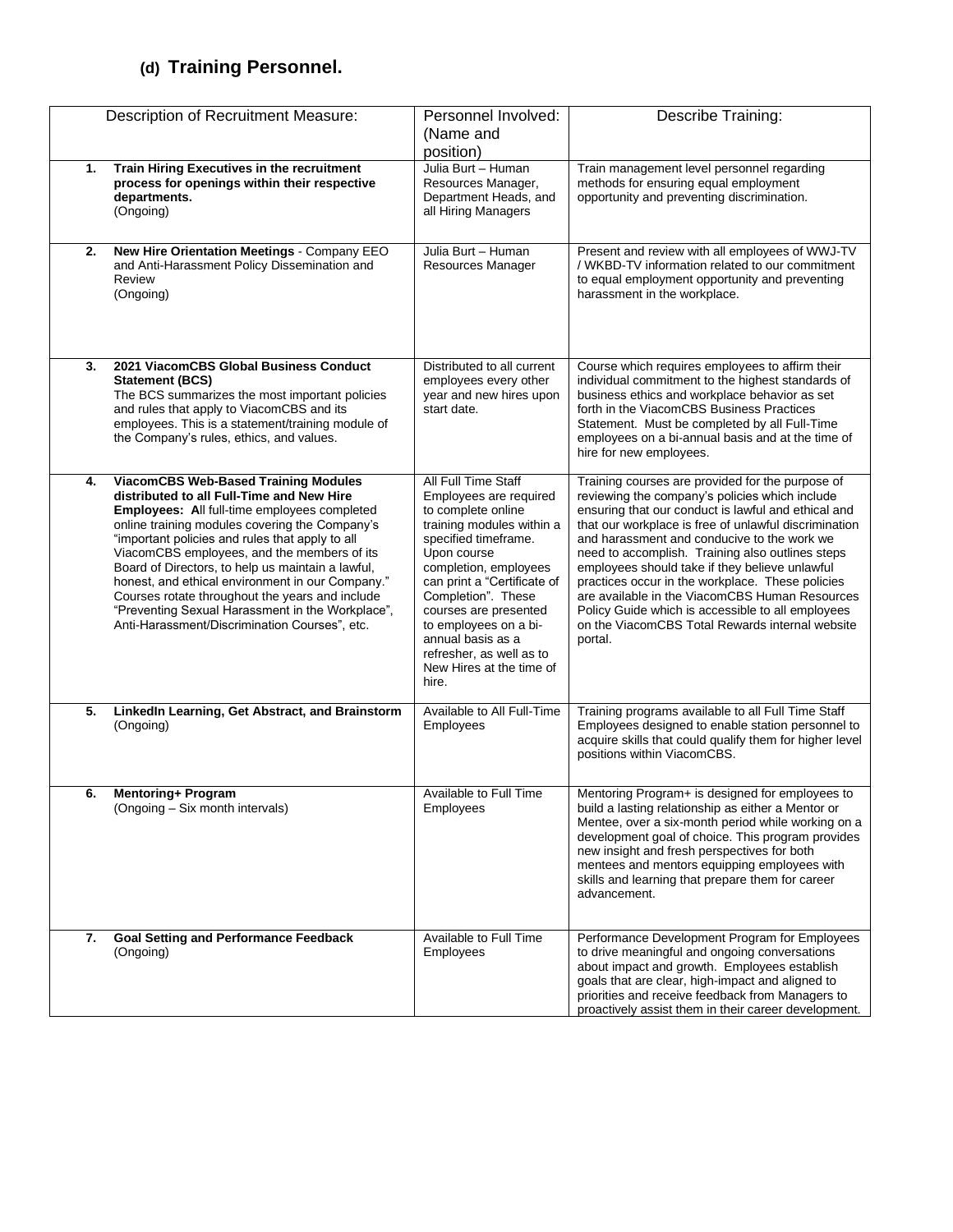### (d) Training Personnel.

| Description of Recruitment Measure: | Personnel Involved: (Name and position) | Describe Training: |
|---|---|---|
| **1. Train Hiring Executives in the recruitment process for openings within their respective departments.** (Ongoing) | Julia Burt – Human Resources Manager, Department Heads, and all Hiring Managers | Train management level personnel regarding methods for ensuring equal employment opportunity and preventing discrimination. |
| **2. New Hire Orientation Meetings** - Company EEO and Anti-Harassment Policy Dissemination and Review (Ongoing) | Julia Burt – Human Resources Manager | Present and review with all employees of WWJ-TV / WKBD-TV information related to our commitment to equal employment opportunity and preventing harassment in the workplace. |
| **3. 2021 ViacomCBS Global Business Conduct Statement (BCS)** The BCS summarizes the most important policies and rules that apply to ViacomCBS and its employees. This is a statement/training module of the Company's rules, ethics, and values. | Distributed to all current employees every other year and new hires upon start date. | Course which requires employees to affirm their individual commitment to the highest standards of business ethics and workplace behavior as set forth in the ViacomCBS Business Practices Statement. Must be completed by all Full-Time employees on a bi-annual basis and at the time of hire for new employees. |
| **4. ViacomCBS Web-Based Training Modules distributed to all Full-Time and New Hire Employees: A**ll full-time employees completed online training modules covering the Company's "important policies and rules that apply to all ViacomCBS employees, and the members of its Board of Directors, to help us maintain a lawful, honest, and ethical environment in our Company." Courses rotate throughout the years and include "Preventing Sexual Harassment in the Workplace", Anti-Harassment/Discrimination Courses", etc. | All Full Time Staff Employees are required to complete online training modules within a specified timeframe. Upon course completion, employees can print a "Certificate of Completion". These courses are presented to employees on a bi-annual basis as a refresher, as well as to New Hires at the time of hire. | Training courses are provided for the purpose of reviewing the company's policies which include ensuring that our conduct is lawful and ethical and that our workplace is free of unlawful discrimination and harassment and conducive to the work we need to accomplish. Training also outlines steps employees should take if they believe unlawful practices occur in the workplace. These policies are available in the ViacomCBS Human Resources Policy Guide which is accessible to all employees on the ViacomCBS Total Rewards internal website portal. |
| **5. LinkedIn Learning, Get Abstract, and Brainstorm** (Ongoing) | Available to All Full-Time Employees | Training programs available to all Full Time Staff Employees designed to enable station personnel to acquire skills that could qualify them for higher level positions within ViacomCBS. |
| **6. Mentoring+ Program** (Ongoing – Six month intervals) | Available to Full Time Employees | Mentoring Program+ is designed for employees to build a lasting relationship as either a Mentor or Mentee, over a six-month period while working on a development goal of choice. This program provides new insight and fresh perspectives for both mentees and mentors equipping employees with skills and learning that prepare them for career advancement. |
| **7. Goal Setting and Performance Feedback** (Ongoing) | Available to Full Time Employees | Performance Development Program for Employees to drive meaningful and ongoing conversations about impact and growth. Employees establish goals that are clear, high-impact and aligned to priorities and receive feedback from Managers to proactively assist them in their career development. |